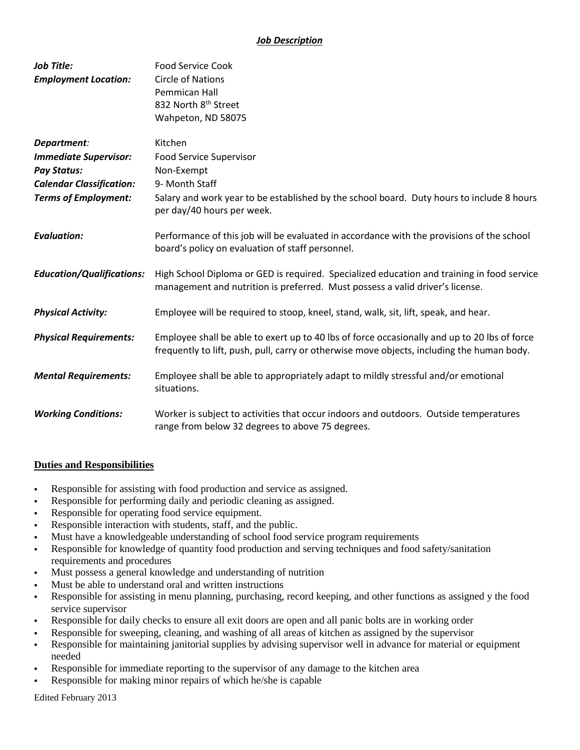# ***Job Description***

| | |
|---|---|
| ***Job Title:*** | Food Service Cook |
| ***Employment Location:*** | Circle of Nations<br>Pemmican Hall<br>832 North 8th Street<br>Wahpeton, ND 58075 |
| ***Department:*** | Kitchen |
| ***Immediate Supervisor:*** | Food Service Supervisor |
| ***Pay Status:*** | Non-Exempt |
| ***Calendar Classification:*** | 9- Month Staff |
| ***Terms of Employment:*** | Salary and work year to be established by the school board. Duty hours to include 8 hours per day/40 hours per week. |
| ***Evaluation:*** | Performance of this job will be evaluated in accordance with the provisions of the school board's policy on evaluation of staff personnel. |
| ***Education/Qualifications:*** | High School Diploma or GED is required. Specialized education and training in food service management and nutrition is preferred. Must possess a valid driver's license. |
| ***Physical Activity:*** | Employee will be required to stoop, kneel, stand, walk, sit, lift, speak, and hear. |
| ***Physical Requirements:*** | Employee shall be able to exert up to 40 lbs of force occasionally and up to 20 lbs of force frequently to lift, push, pull, carry or otherwise move objects, including the human body. |
| ***Mental Requirements:*** | Employee shall be able to appropriately adapt to mildly stressful and/or emotional situations. |
| ***Working Conditions:*** | Worker is subject to activities that occur indoors and outdoors. Outside temperatures range from below 32 degrees to above 75 degrees. |

## **Duties and Responsibilities**

- Responsible for assisting with food production and service as assigned.
- Responsible for performing daily and periodic cleaning as assigned.
- Responsible for operating food service equipment.
- Responsible interaction with students, staff, and the public.
- Must have a knowledgeable understanding of school food service program requirements
- Responsible for knowledge of quantity food production and serving techniques and food safety/sanitation requirements and procedures
- Must possess a general knowledge and understanding of nutrition
- Must be able to understand oral and written instructions
- Responsible for assisting in menu planning, purchasing, record keeping, and other functions as assigned y the food service supervisor
- Responsible for daily checks to ensure all exit doors are open and all panic bolts are in working order
- Responsible for sweeping, cleaning, and washing of all areas of kitchen as assigned by the supervisor
- Responsible for maintaining janitorial supplies by advising supervisor well in advance for material or equipment needed
- Responsible for immediate reporting to the supervisor of any damage to the kitchen area
- Responsible for making minor repairs of which he/she is capable

Edited February 2013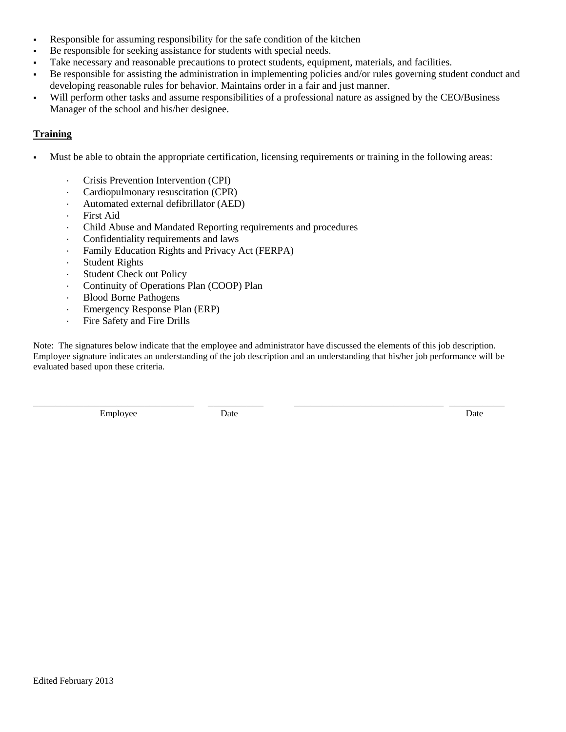- Responsible for assuming responsibility for the safe condition of the kitchen
- Be responsible for seeking assistance for students with special needs.
- Take necessary and reasonable precautions to protect students, equipment, materials, and facilities.
- Be responsible for assisting the administration in implementing policies and/or rules governing student conduct and developing reasonable rules for behavior. Maintains order in a fair and just manner.
- Will perform other tasks and assume responsibilities of a professional nature as assigned by the CEO/Business Manager of the school and his/her designee.

**Training**

- Must be able to obtain the appropriate certification, licensing requirements or training in the following areas:
  - Crisis Prevention Intervention (CPI)
  - Cardiopulmonary resuscitation (CPR)
  - Automated external defibrillator (AED)
  - First Aid
  - Child Abuse and Mandated Reporting requirements and procedures
  - Confidentiality requirements and laws
  - Family Education Rights and Privacy Act (FERPA)
  - Student Rights
  - Student Check out Policy
  - Continuity of Operations Plan (COOP) Plan
  - Blood Borne Pathogens
  - Emergency Response Plan (ERP)
  - Fire Safety and Fire Drills

Note: The signatures below indicate that the employee and administrator have discussed the elements of this job description. Employee signature indicates an understanding of the job description and an understanding that his/her job performance will be evaluated based upon these criteria.

_______________________________ ____________ _______________________________ ____________

Employee Date Date

Edited February 2013